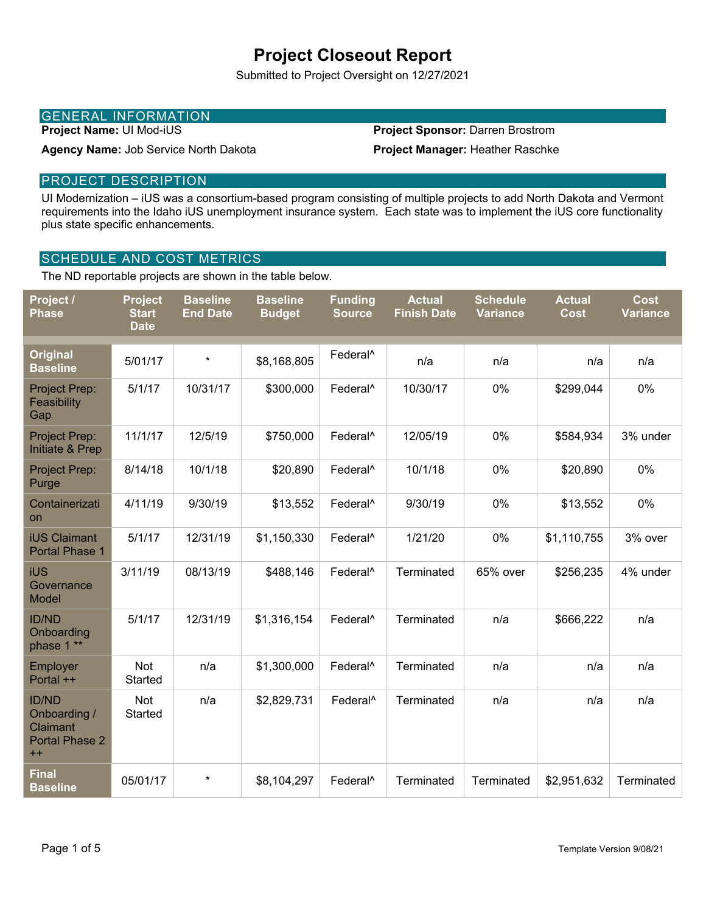# Project Closeout Report

Submitted to Project Oversight on 12/27/2021

## GENERAL INFORMATION

**Project Name:** UI Mod-iUS

**Project Sponsor:** Darren Brostrom

**Agency Name:** Job Service North Dakota

**Project Manager:** Heather Raschke

## PROJECT DESCRIPTION

UI Modernization – iUS was a consortium-based program consisting of multiple projects to add North Dakota and Vermont requirements into the Idaho iUS unemployment insurance system. Each state was to implement the iUS core functionality plus state specific enhancements.

## SCHEDULE AND COST METRICS

The ND reportable projects are shown in the table below.

| Project / Phase | Project Start Date | Baseline End Date | Baseline Budget | Funding Source | Actual Finish Date | Schedule Variance | Actual Cost | Cost Variance |
|---|---|---|---|---|---|---|---|---|
| **Original Baseline** | 5/01/17 | * | $8,168,805 | Federal^ | n/a | n/a | n/a | n/a |
| Project Prep: Feasibility Gap | 5/1/17 | 10/31/17 | $300,000 | Federal^ | 10/30/17 | 0% | $299,044 | 0% |
| Project Prep: Initiate & Prep | 11/1/17 | 12/5/19 | $750,000 | Federal^ | 12/05/19 | 0% | $584,934 | 3% under |
| Project Prep: Purge | 8/14/18 | 10/1/18 | $20,890 | Federal^ | 10/1/18 | 0% | $20,890 | 0% |
| Containerization | 4/11/19 | 9/30/19 | $13,552 | Federal^ | 9/30/19 | 0% | $13,552 | 0% |
| iUS Claimant Portal Phase 1 | 5/1/17 | 12/31/19 | $1,150,330 | Federal^ | 1/21/20 | 0% | $1,110,755 | 3% over |
| iUS Governance Model | 3/11/19 | 08/13/19 | $488,146 | Federal^ | Terminated | 65% over | $256,235 | 4% under |
| ID/ND Onboarding phase 1 ** | 5/1/17 | 12/31/19 | $1,316,154 | Federal^ | Terminated | n/a | $666,222 | n/a |
| Employer Portal ++ | Not Started | n/a | $1,300,000 | Federal^ | Terminated | n/a | n/a | n/a |
| ID/ND Onboarding / Claimant Portal Phase 2 ++ | Not Started | n/a | $2,829,731 | Federal^ | Terminated | n/a | n/a | n/a |
| **Final Baseline** | 05/01/17 | * | $8,104,297 | Federal^ | Terminated | Terminated | $2,951,632 | Terminated |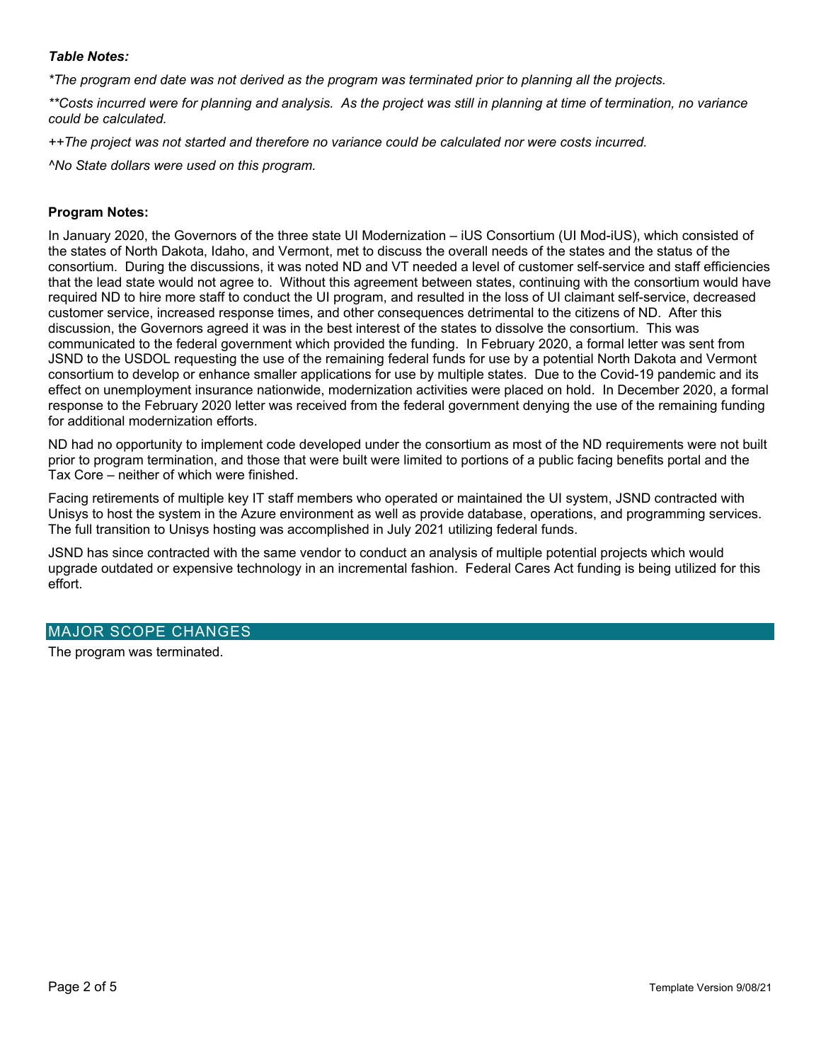***Table Notes:***

*\*The program end date was not derived as the program was terminated prior to planning all the projects.*

*\*\*Costs incurred were for planning and analysis. As the project was still in planning at time of termination, no variance could be calculated.*

*++The project was not started and therefore no variance could be calculated nor were costs incurred.*

*^No State dollars were used on this program.*

**Program Notes:**

In January 2020, the Governors of the three state UI Modernization – iUS Consortium (UI Mod-iUS), which consisted of the states of North Dakota, Idaho, and Vermont, met to discuss the overall needs of the states and the status of the consortium. During the discussions, it was noted ND and VT needed a level of customer self-service and staff efficiencies that the lead state would not agree to. Without this agreement between states, continuing with the consortium would have required ND to hire more staff to conduct the UI program, and resulted in the loss of UI claimant self-service, decreased customer service, increased response times, and other consequences detrimental to the citizens of ND. After this discussion, the Governors agreed it was in the best interest of the states to dissolve the consortium. This was communicated to the federal government which provided the funding. In February 2020, a formal letter was sent from JSND to the USDOL requesting the use of the remaining federal funds for use by a potential North Dakota and Vermont consortium to develop or enhance smaller applications for use by multiple states. Due to the Covid-19 pandemic and its effect on unemployment insurance nationwide, modernization activities were placed on hold. In December 2020, a formal response to the February 2020 letter was received from the federal government denying the use of the remaining funding for additional modernization efforts.

ND had no opportunity to implement code developed under the consortium as most of the ND requirements were not built prior to program termination, and those that were built were limited to portions of a public facing benefits portal and the Tax Core – neither of which were finished.

Facing retirements of multiple key IT staff members who operated or maintained the UI system, JSND contracted with Unisys to host the system in the Azure environment as well as provide database, operations, and programming services. The full transition to Unisys hosting was accomplished in July 2021 utilizing federal funds.

JSND has since contracted with the same vendor to conduct an analysis of multiple potential projects which would upgrade outdated or expensive technology in an incremental fashion. Federal Cares Act funding is being utilized for this effort.

## MAJOR SCOPE CHANGES

The program was terminated.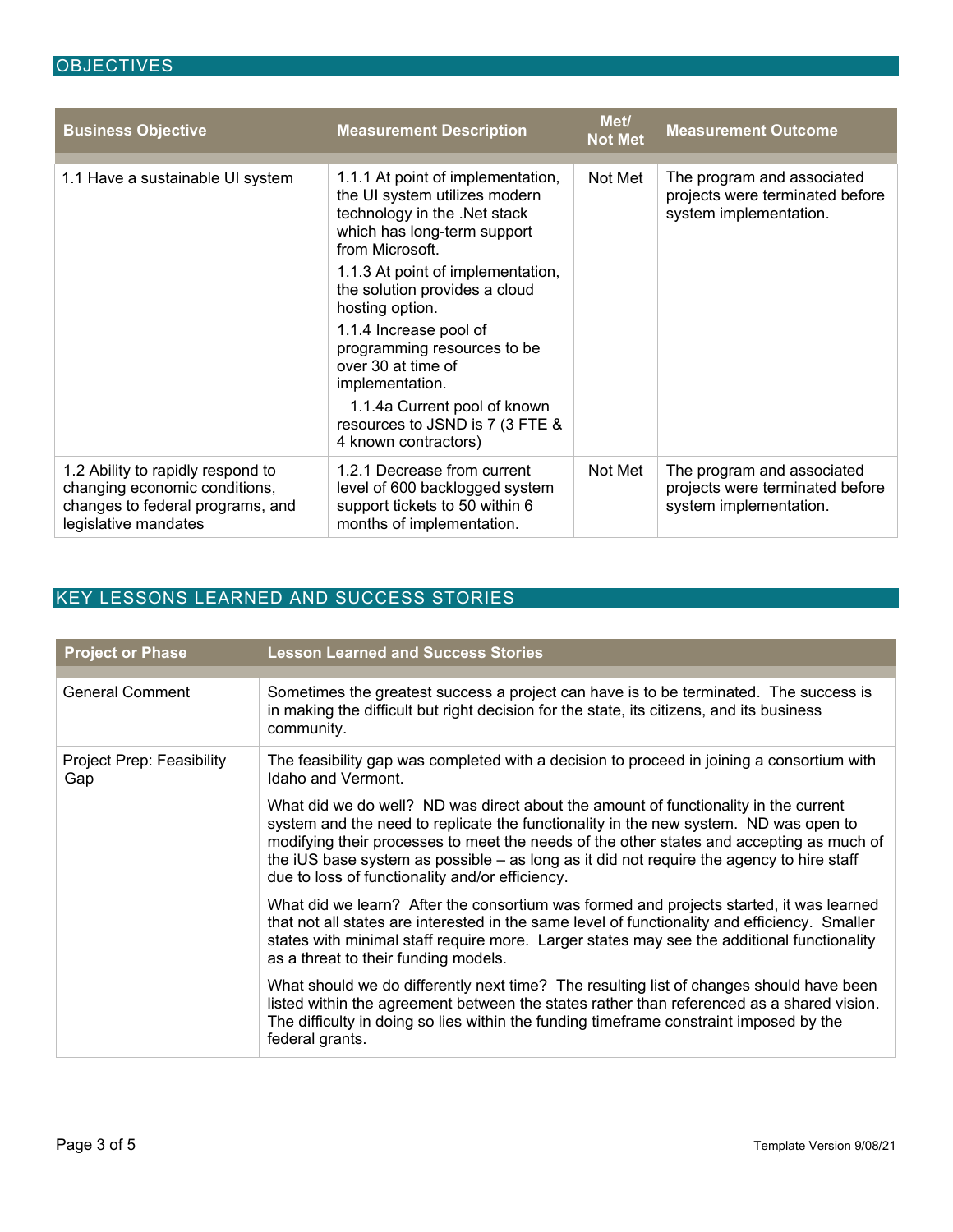## OBJECTIVES

| Business Objective | Measurement Description | Met/ Not Met | Measurement Outcome |
|---|---|---|---|
| 1.1 Have a sustainable UI system | 1.1.1 At point of implementation, the UI system utilizes modern technology in the .Net stack which has long-term support from Microsoft.<br>1.1.3 At point of implementation, the solution provides a cloud hosting option.<br>1.1.4 Increase pool of programming resources to be over 30 at time of implementation.<br>1.1.4a Current pool of known resources to JSND is 7 (3 FTE & 4 known contractors) | Not Met | The program and associated projects were terminated before system implementation. |
| 1.2 Ability to rapidly respond to changing economic conditions, changes to federal programs, and legislative mandates | 1.2.1 Decrease from current level of 600 backlogged system support tickets to 50 within 6 months of implementation. | Not Met | The program and associated projects were terminated before system implementation. |

## KEY LESSONS LEARNED AND SUCCESS STORIES

| Project or Phase | Lesson Learned and Success Stories |
|---|---|
| General Comment | Sometimes the greatest success a project can have is to be terminated. The success is in making the difficult but right decision for the state, its citizens, and its business community. |
| Project Prep: Feasibility Gap | The feasibility gap was completed with a decision to proceed in joining a consortium with Idaho and Vermont.<br><br>What did we do well? ND was direct about the amount of functionality in the current system and the need to replicate the functionality in the new system. ND was open to modifying their processes to meet the needs of the other states and accepting as much of the iUS base system as possible – as long as it did not require the agency to hire staff due to loss of functionality and/or efficiency.<br><br>What did we learn? After the consortium was formed and projects started, it was learned that not all states are interested in the same level of functionality and efficiency. Smaller states with minimal staff require more. Larger states may see the additional functionality as a threat to their funding models.<br><br>What should we do differently next time? The resulting list of changes should have been listed within the agreement between the states rather than referenced as a shared vision. The difficulty in doing so lies within the funding timeframe constraint imposed by the federal grants. |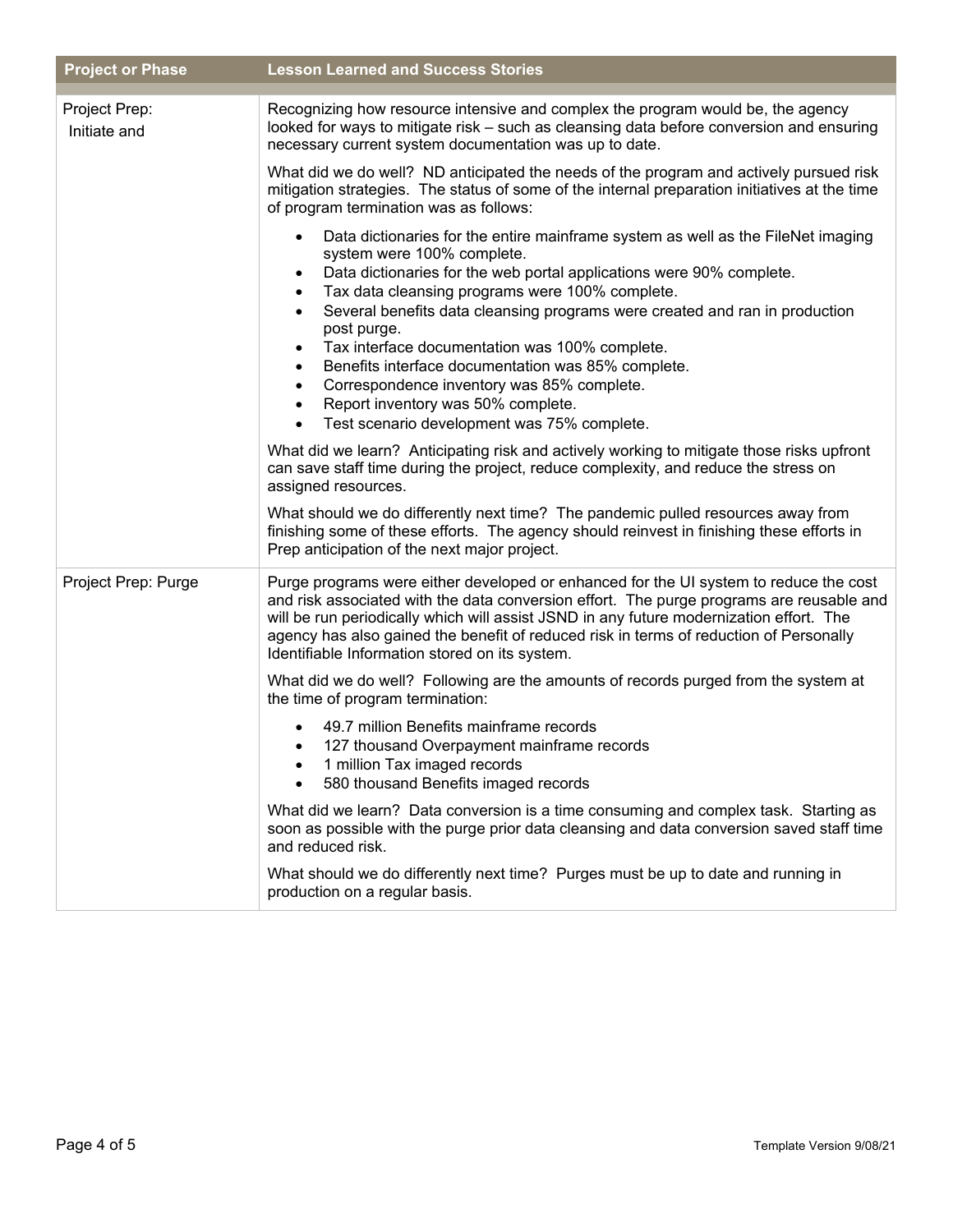| Project or Phase | Lesson Learned and Success Stories |
|---|---|
| Project Prep: Initiate and | Recognizing how resource intensive and complex the program would be, the agency looked for ways to mitigate risk – such as cleansing data before conversion and ensuring necessary current system documentation was up to date.<br><br>What did we do well? ND anticipated the needs of the program and actively pursued risk mitigation strategies. The status of some of the internal preparation initiatives at the time of program termination was as follows:<br><br>• Data dictionaries for the entire mainframe system as well as the FileNet imaging system were 100% complete.<br>• Data dictionaries for the web portal applications were 90% complete.<br>• Tax data cleansing programs were 100% complete.<br>• Several benefits data cleansing programs were created and ran in production post purge.<br>• Tax interface documentation was 100% complete.<br>• Benefits interface documentation was 85% complete.<br>• Correspondence inventory was 85% complete.<br>• Report inventory was 50% complete.<br>• Test scenario development was 75% complete.<br><br>What did we learn? Anticipating risk and actively working to mitigate those risks upfront can save staff time during the project, reduce complexity, and reduce the stress on assigned resources.<br><br>What should we do differently next time? The pandemic pulled resources away from finishing some of these efforts. The agency should reinvest in finishing these efforts in Prep anticipation of the next major project. |
| Project Prep: Purge | Purge programs were either developed or enhanced for the UI system to reduce the cost and risk associated with the data conversion effort. The purge programs are reusable and will be run periodically which will assist JSND in any future modernization effort. The agency has also gained the benefit of reduced risk in terms of reduction of Personally Identifiable Information stored on its system.<br><br>What did we do well? Following are the amounts of records purged from the system at the time of program termination:<br><br>• 49.7 million Benefits mainframe records<br>• 127 thousand Overpayment mainframe records<br>• 1 million Tax imaged records<br>• 580 thousand Benefits imaged records<br><br>What did we learn? Data conversion is a time consuming and complex task. Starting as soon as possible with the purge prior data cleansing and data conversion saved staff time and reduced risk.<br><br>What should we do differently next time? Purges must be up to date and running in production on a regular basis. |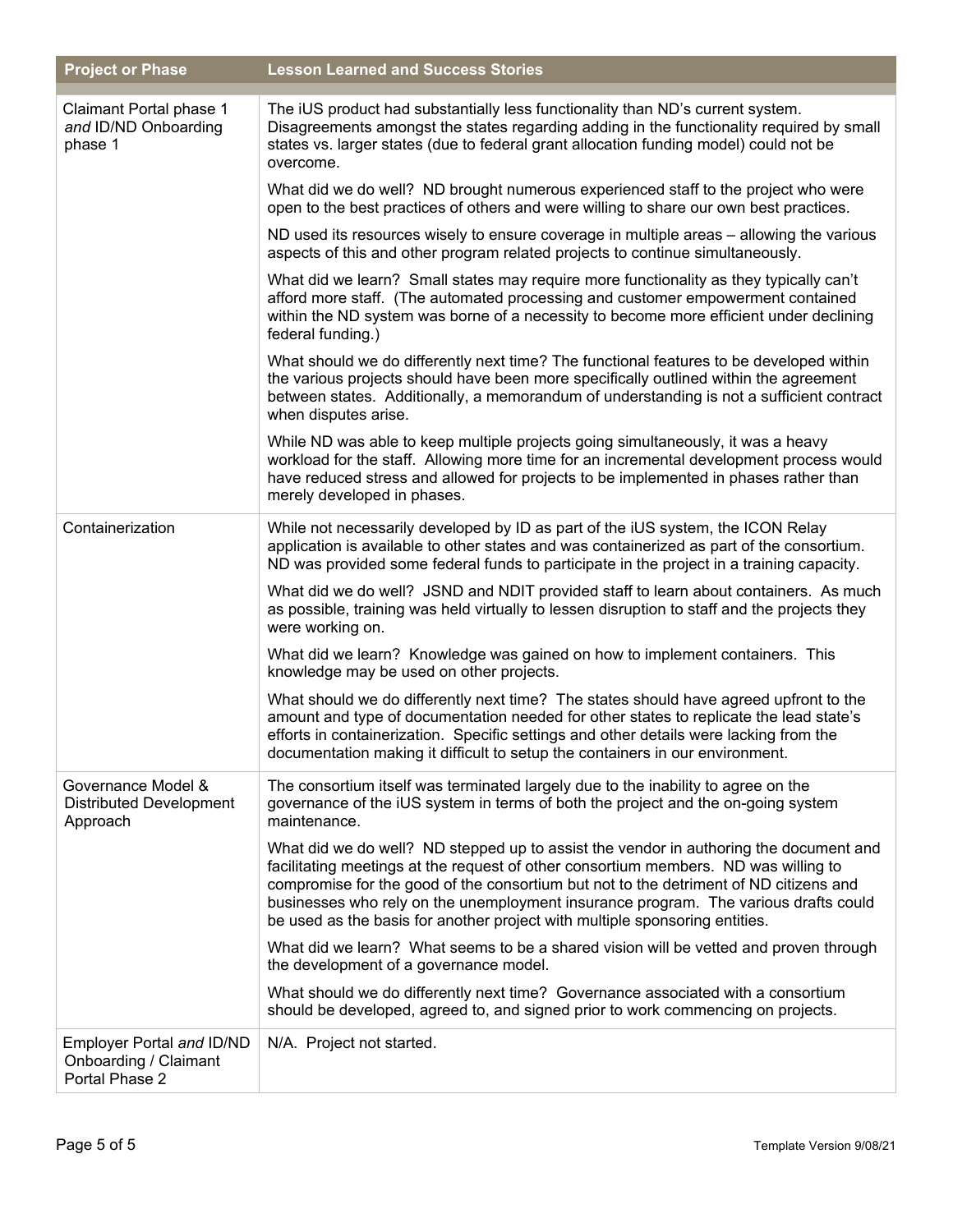| Project or Phase | Lesson Learned and Success Stories |
|---|---|
| Claimant Portal phase 1 *and* ID/ND Onboarding phase 1 | The iUS product had substantially less functionality than ND's current system. Disagreements amongst the states regarding adding in the functionality required by small states vs. larger states (due to federal grant allocation funding model) could not be overcome.<br><br>What did we do well? ND brought numerous experienced staff to the project who were open to the best practices of others and were willing to share our own best practices.<br><br>ND used its resources wisely to ensure coverage in multiple areas – allowing the various aspects of this and other program related projects to continue simultaneously.<br><br>What did we learn? Small states may require more functionality as they typically can't afford more staff. (The automated processing and customer empowerment contained within the ND system was borne of a necessity to become more efficient under declining federal funding.)<br><br>What should we do differently next time? The functional features to be developed within the various projects should have been more specifically outlined within the agreement between states. Additionally, a memorandum of understanding is not a sufficient contract when disputes arise.<br><br>While ND was able to keep multiple projects going simultaneously, it was a heavy workload for the staff. Allowing more time for an incremental development process would have reduced stress and allowed for projects to be implemented in phases rather than merely developed in phases. |
| Containerization | While not necessarily developed by ID as part of the iUS system, the ICON Relay application is available to other states and was containerized as part of the consortium. ND was provided some federal funds to participate in the project in a training capacity.<br><br>What did we do well? JSND and NDIT provided staff to learn about containers. As much as possible, training was held virtually to lessen disruption to staff and the projects they were working on.<br><br>What did we learn? Knowledge was gained on how to implement containers. This knowledge may be used on other projects.<br><br>What should we do differently next time? The states should have agreed upfront to the amount and type of documentation needed for other states to replicate the lead state's efforts in containerization. Specific settings and other details were lacking from the documentation making it difficult to setup the containers in our environment. |
| Governance Model & Distributed Development Approach | The consortium itself was terminated largely due to the inability to agree on the governance of the iUS system in terms of both the project and the on-going system maintenance.<br><br>What did we do well? ND stepped up to assist the vendor in authoring the document and facilitating meetings at the request of other consortium members. ND was willing to compromise for the good of the consortium but not to the detriment of ND citizens and businesses who rely on the unemployment insurance program. The various drafts could be used as the basis for another project with multiple sponsoring entities.<br><br>What did we learn? What seems to be a shared vision will be vetted and proven through the development of a governance model.<br><br>What should we do differently next time? Governance associated with a consortium should be developed, agreed to, and signed prior to work commencing on projects. |
| Employer Portal *and* ID/ND Onboarding / Claimant Portal Phase 2 | N/A. Project not started. |